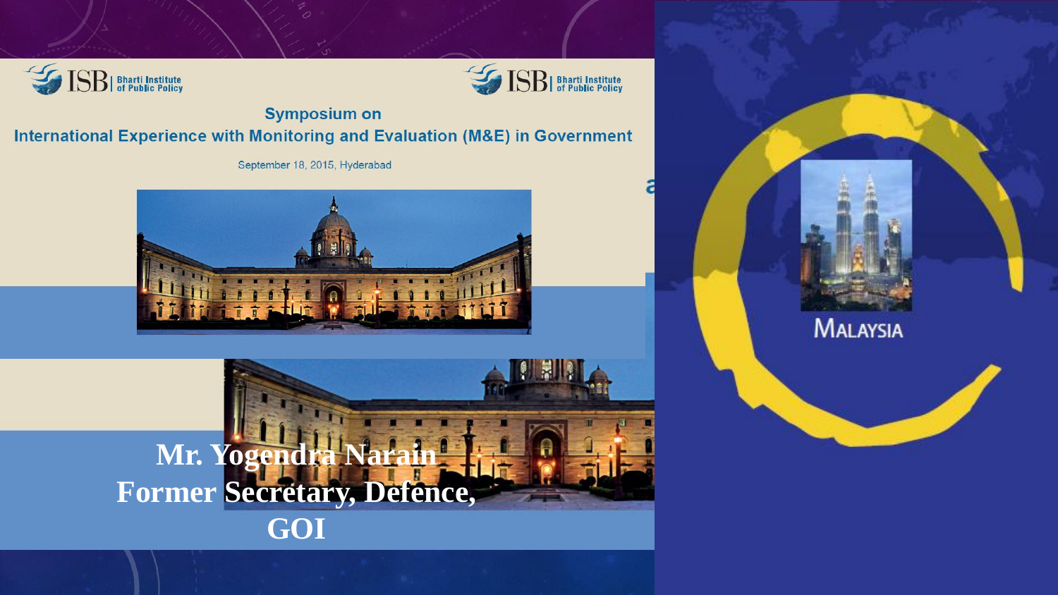ISB | Bharti Institute of Public Policy

ISB | Bharti Institute of Public Policy

## Symposium on International Experience with Monitoring and Evaluation (M&E) in Government

September 18, 2015, Hyderabad

**Mr. Yogendra Narain**
**Former Secretary, Defence, GOI**

MALAYSIA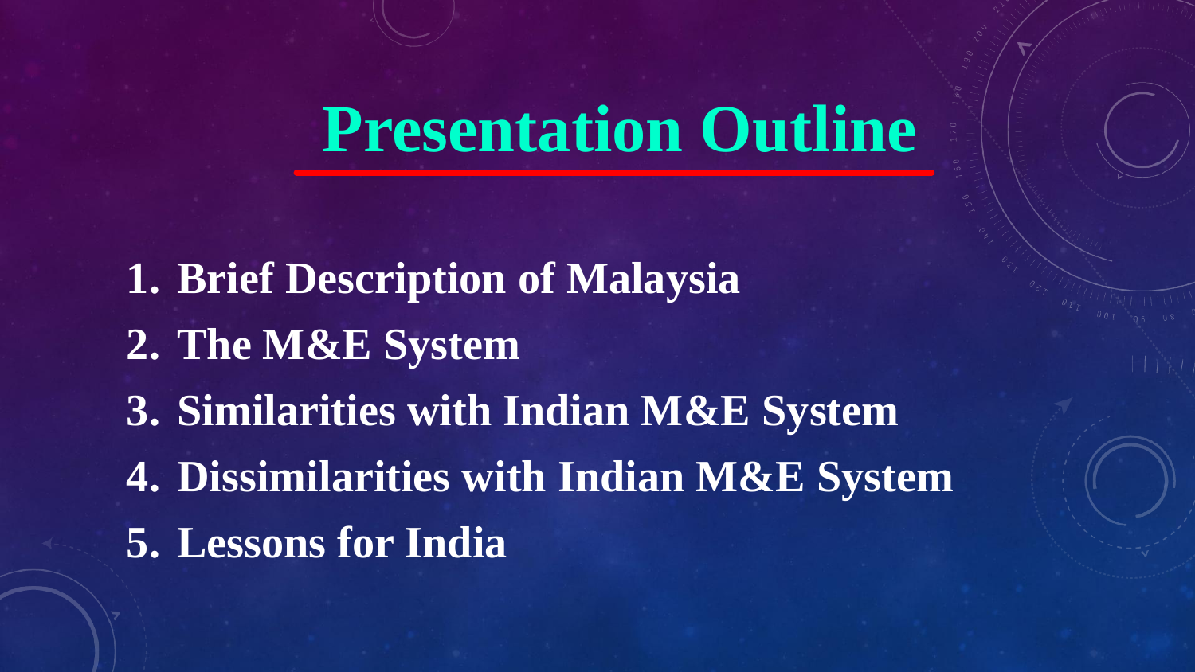# Presentation Outline

1. **Brief Description of Malaysia**
2. **The M&E System**
3. **Similarities with Indian M&E System**
4. **Dissimilarities with Indian M&E System**
5. **Lessons for India**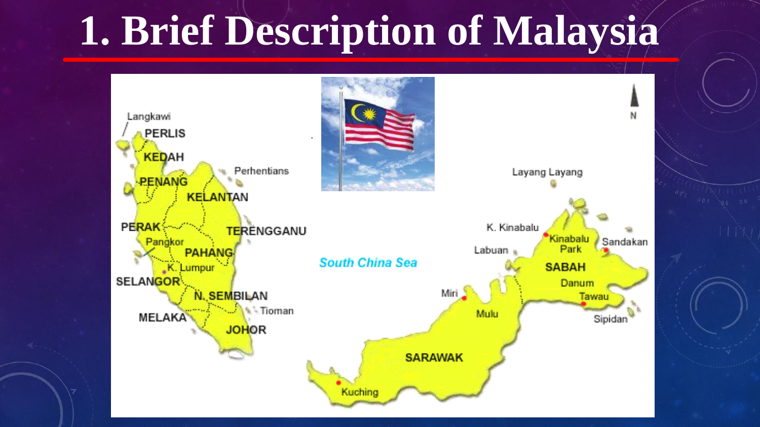# 1. Brief Description of Malaysia

Langkawi
PERLIS
KEDAH
PENANG
Perhentians
KELANTAN
PERAK
TERENGGANU
Pangkor
PAHANG
K. Lumpur
SELANGOR
N. SEMBILAN
Tioman
MELAKA
JOHOR

South China Sea

Layang Layang
K. Kinabalu
Kinabalu Park
Sandakan
Labuan
SABAH
Danum
Miri
Tawau
Mulu
Sipidan
SARAWAK
Kuching

N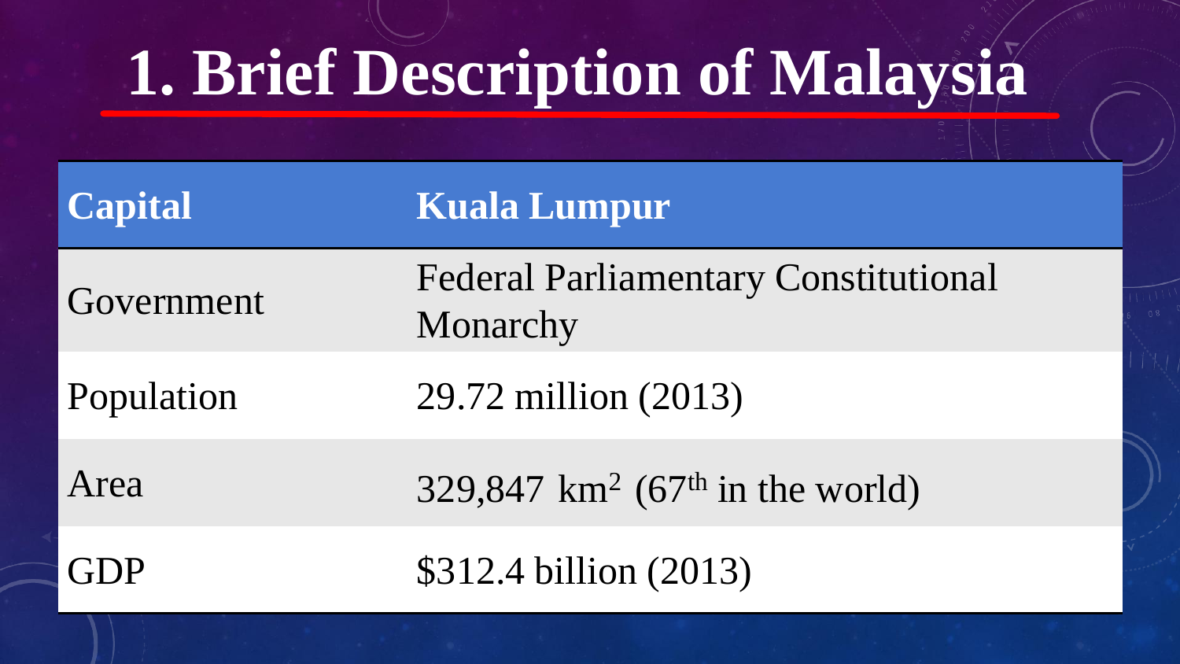# 1. Brief Description of Malaysia

| **Capital** | **Kuala Lumpur** |
|---|---|
| Government | Federal Parliamentary Constitutional Monarchy |
| Population | 29.72 million (2013) |
| Area | 329,847 $km^2$ ($67^{th}$ in the world) |
| GDP | $312.4 billion (2013) |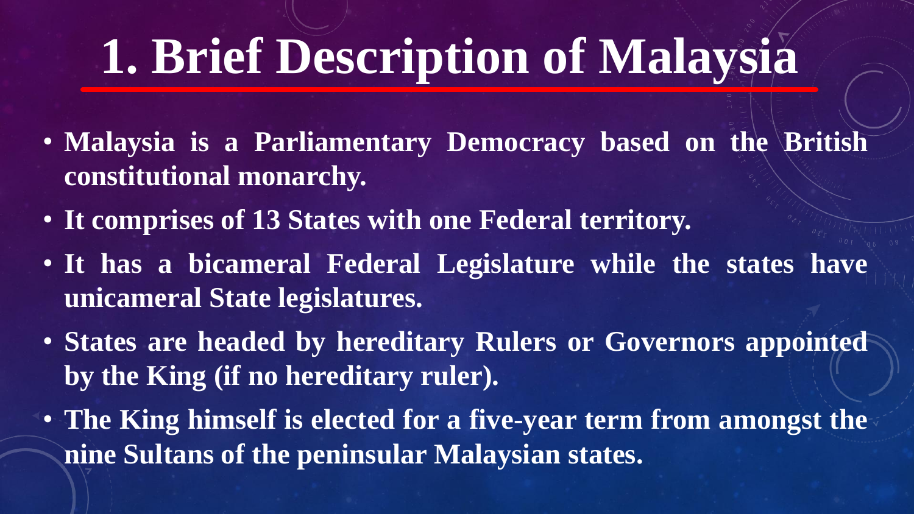# 1. Brief Description of Malaysia

- **Malaysia is a Parliamentary Democracy based on the British constitutional monarchy.**
- **It comprises of 13 States with one Federal territory.**
- **It has a bicameral Federal Legislature while the states have unicameral State legislatures.**
- **States are headed by hereditary Rulers or Governors appointed by the King (if no hereditary ruler).**
- **The King himself is elected for a five-year term from amongst the nine Sultans of the peninsular Malaysian states.**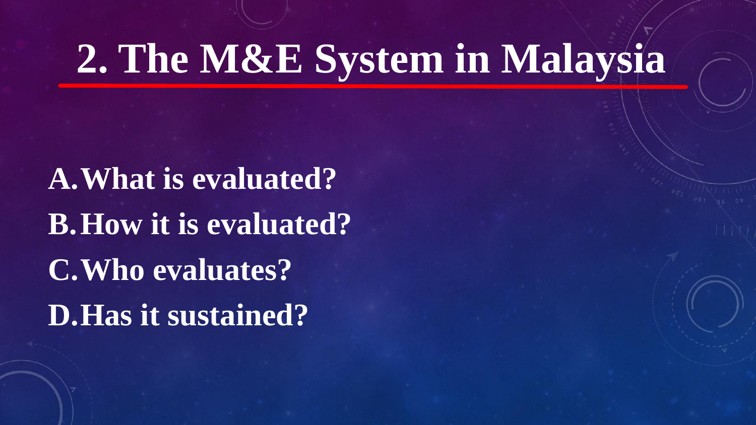# 2. The M&E System in Malaysia

A. **What is evaluated?**
B. **How it is evaluated?**
C. **Who evaluates?**
D. **Has it sustained?**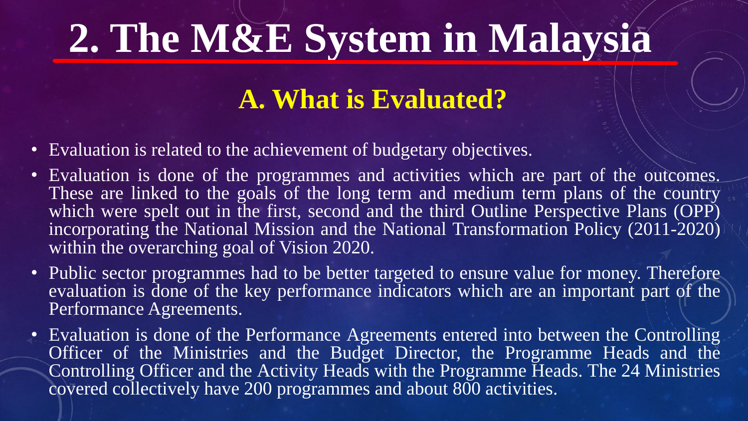# 2. The M&E System in Malaysia

## A. What is Evaluated?

- Evaluation is related to the achievement of budgetary objectives.
- Evaluation is done of the programmes and activities which are part of the outcomes. These are linked to the goals of the long term and medium term plans of the country which were spelt out in the first, second and the third Outline Perspective Plans (OPP) incorporating the National Mission and the National Transformation Policy (2011-2020) within the overarching goal of Vision 2020.
- Public sector programmes had to be better targeted to ensure value for money. Therefore evaluation is done of the key performance indicators which are an important part of the Performance Agreements.
- Evaluation is done of the Performance Agreements entered into between the Controlling Officer of the Ministries and the Budget Director, the Programme Heads and the Controlling Officer and the Activity Heads with the Programme Heads. The 24 Ministries covered collectively have 200 programmes and about 800 activities.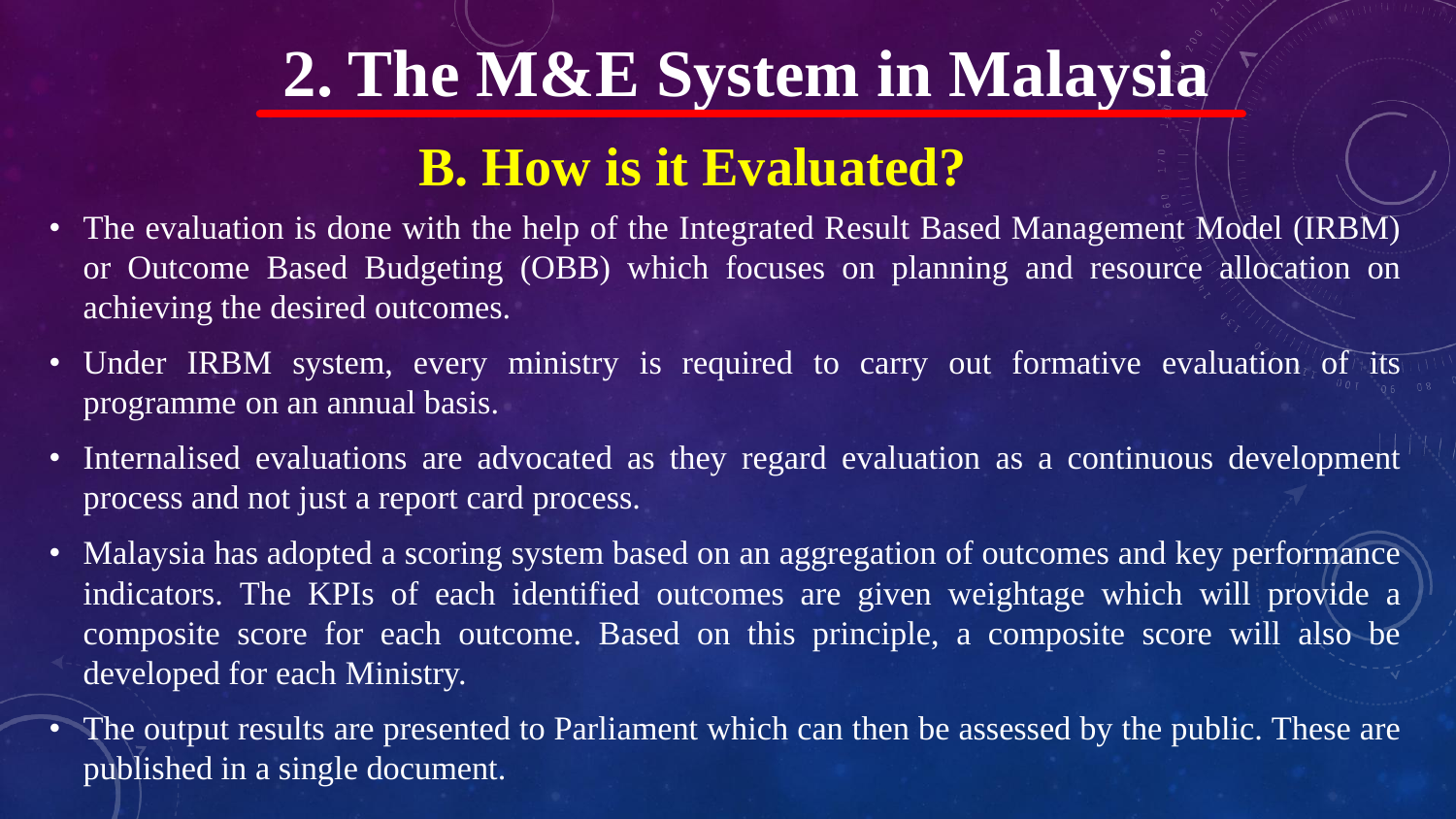# 2. The M&E System in Malaysia

## B. How is it Evaluated?

- The evaluation is done with the help of the Integrated Result Based Management Model (IRBM) or Outcome Based Budgeting (OBB) which focuses on planning and resource allocation on achieving the desired outcomes.
- Under IRBM system, every ministry is required to carry out formative evaluation of its programme on an annual basis.
- Internalised evaluations are advocated as they regard evaluation as a continuous development process and not just a report card process.
- Malaysia has adopted a scoring system based on an aggregation of outcomes and key performance indicators. The KPIs of each identified outcomes are given weightage which will provide a composite score for each outcome. Based on this principle, a composite score will also be developed for each Ministry.
- The output results are presented to Parliament which can then be assessed by the public. These are published in a single document.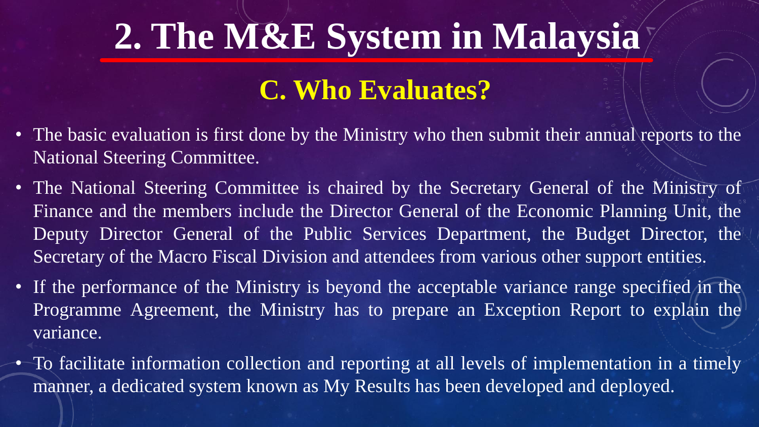# 2. The M&E System in Malaysia

## C. Who Evaluates?

- The basic evaluation is first done by the Ministry who then submit their annual reports to the National Steering Committee.
- The National Steering Committee is chaired by the Secretary General of the Ministry of Finance and the members include the Director General of the Economic Planning Unit, the Deputy Director General of the Public Services Department, the Budget Director, the Secretary of the Macro Fiscal Division and attendees from various other support entities.
- If the performance of the Ministry is beyond the acceptable variance range specified in the Programme Agreement, the Ministry has to prepare an Exception Report to explain the variance.
- To facilitate information collection and reporting at all levels of implementation in a timely manner, a dedicated system known as My Results has been developed and deployed.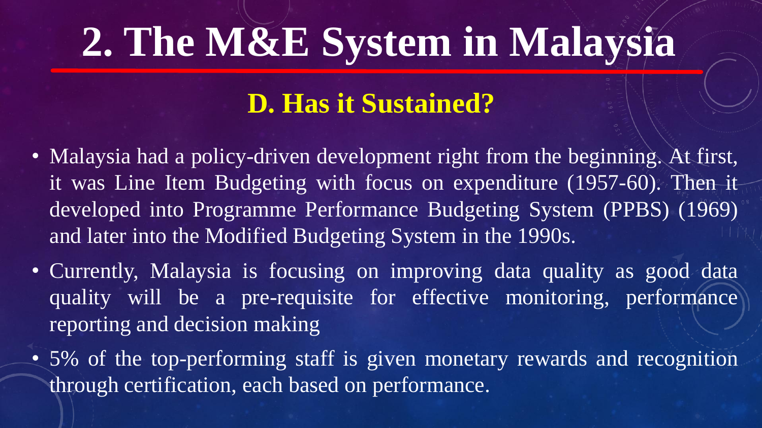# 2. The M&E System in Malaysia

## D. Has it Sustained?

- Malaysia had a policy-driven development right from the beginning. At first, it was Line Item Budgeting with focus on expenditure (1957-60). Then it developed into Programme Performance Budgeting System (PPBS) (1969) and later into the Modified Budgeting System in the 1990s.
- Currently, Malaysia is focusing on improving data quality as good data quality will be a pre-requisite for effective monitoring, performance reporting and decision making
- 5% of the top-performing staff is given monetary rewards and recognition through certification, each based on performance.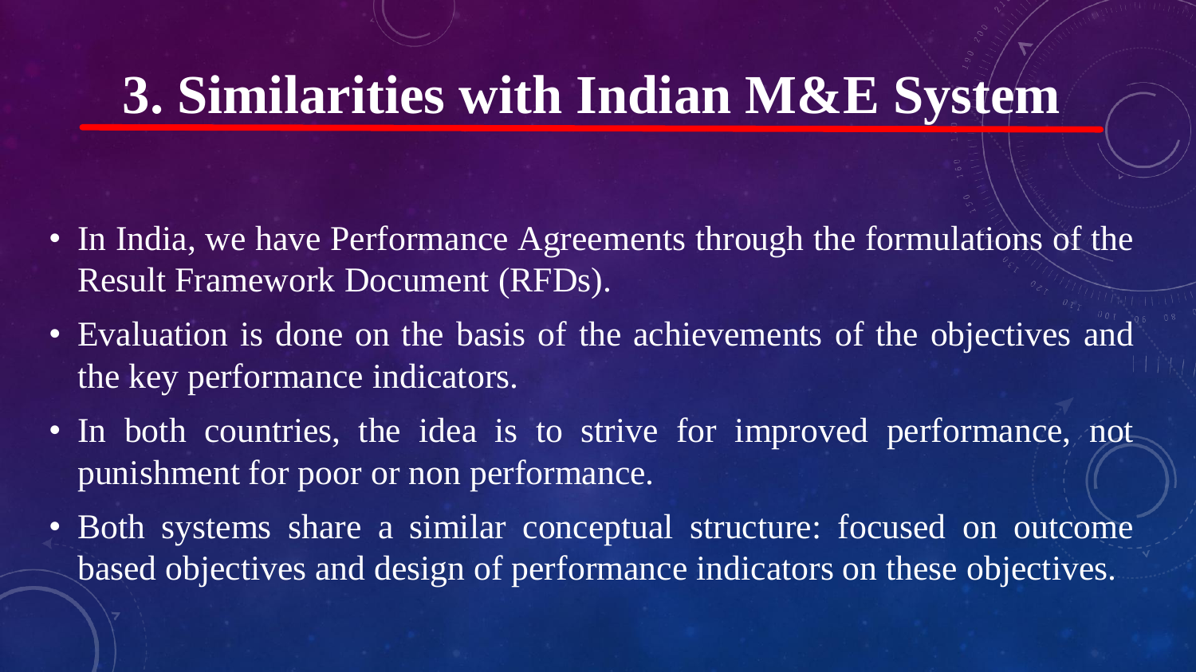# 3. Similarities with Indian M&E System

- In India, we have Performance Agreements through the formulations of the Result Framework Document (RFDs).
- Evaluation is done on the basis of the achievements of the objectives and the key performance indicators.
- In both countries, the idea is to strive for improved performance, not punishment for poor or non performance.
- Both systems share a similar conceptual structure: focused on outcome based objectives and design of performance indicators on these objectives.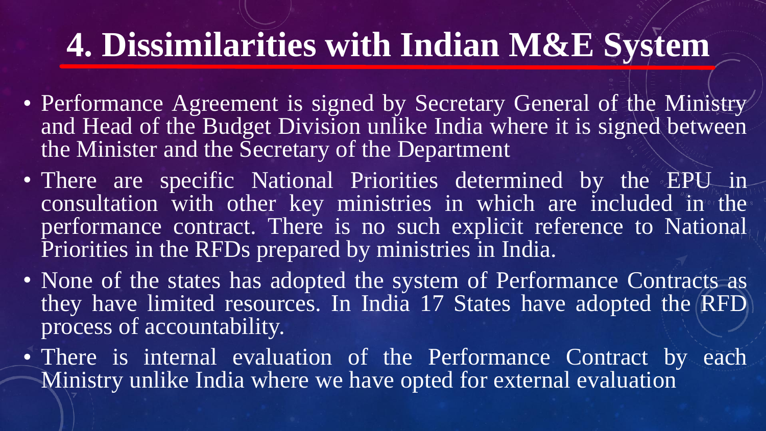# 4. Dissimilarities with Indian M&E System

- Performance Agreement is signed by Secretary General of the Ministry and Head of the Budget Division unlike India where it is signed between the Minister and the Secretary of the Department
- There are specific National Priorities determined by the EPU in consultation with other key ministries in which are included in the performance contract. There is no such explicit reference to National Priorities in the RFDs prepared by ministries in India.
- None of the states has adopted the system of Performance Contracts as they have limited resources. In India 17 States have adopted the RFD process of accountability.
- There is internal evaluation of the Performance Contract by each Ministry unlike India where we have opted for external evaluation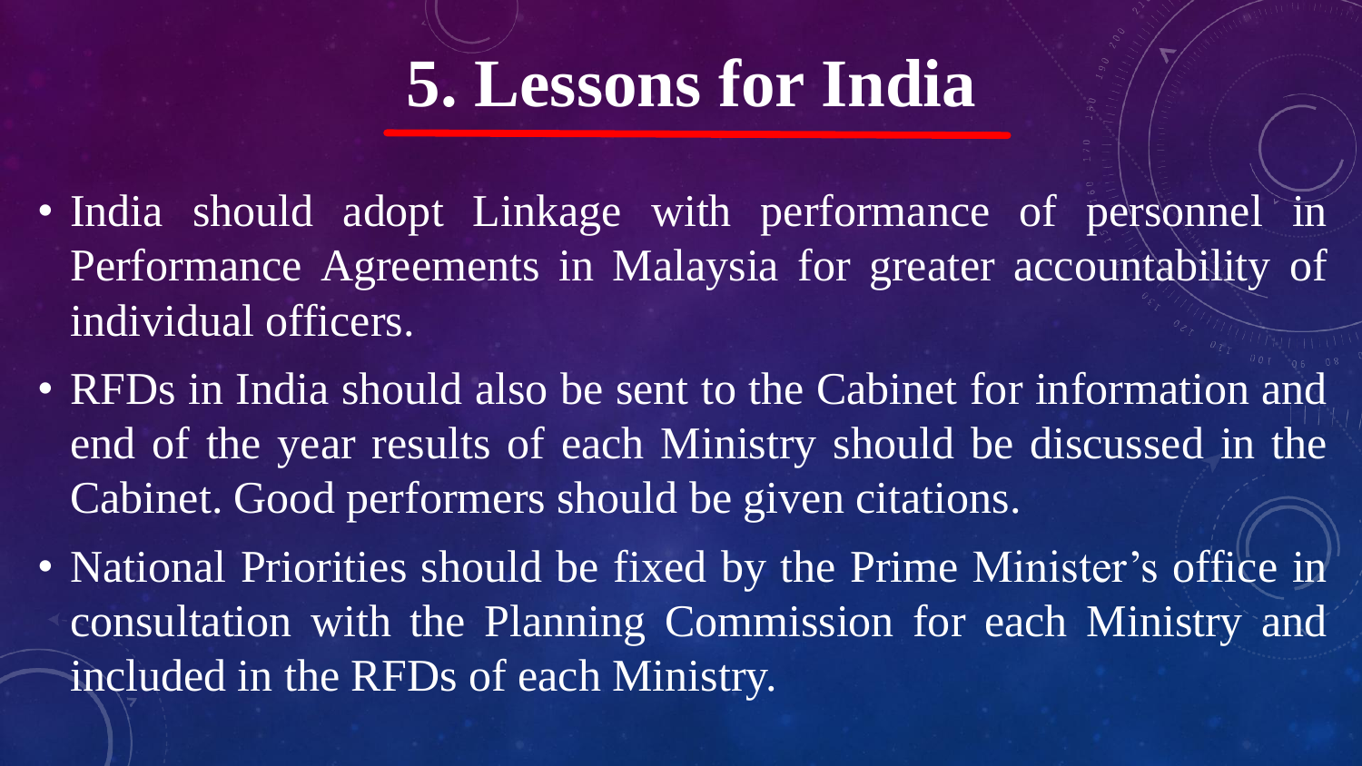# 5. Lessons for India

- India should adopt Linkage with performance of personnel in Performance Agreements in Malaysia for greater accountability of individual officers.
- RFDs in India should also be sent to the Cabinet for information and end of the year results of each Ministry should be discussed in the Cabinet. Good performers should be given citations.
- National Priorities should be fixed by the Prime Minister's office in consultation with the Planning Commission for each Ministry and included in the RFDs of each Ministry.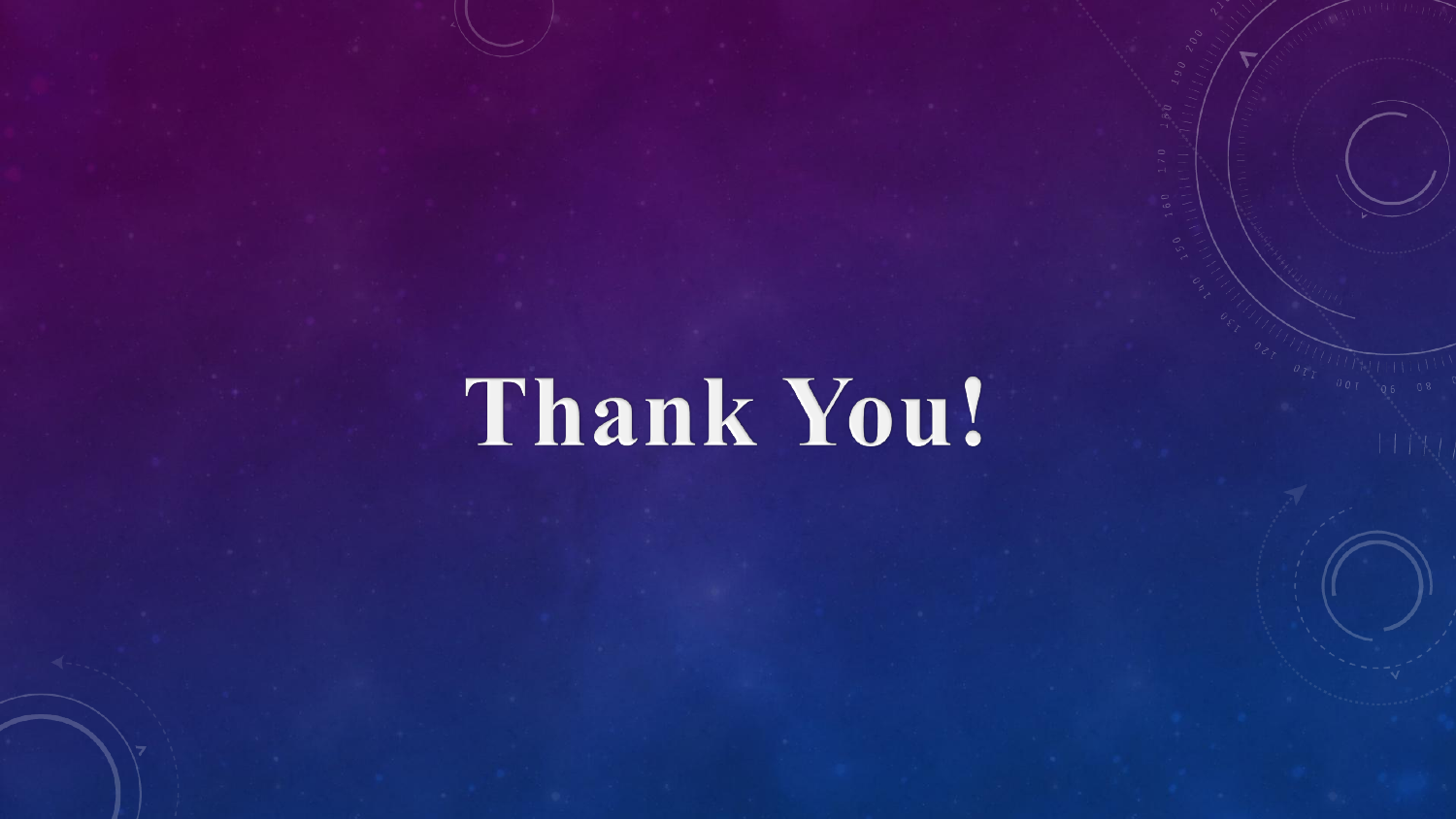# Thank You!